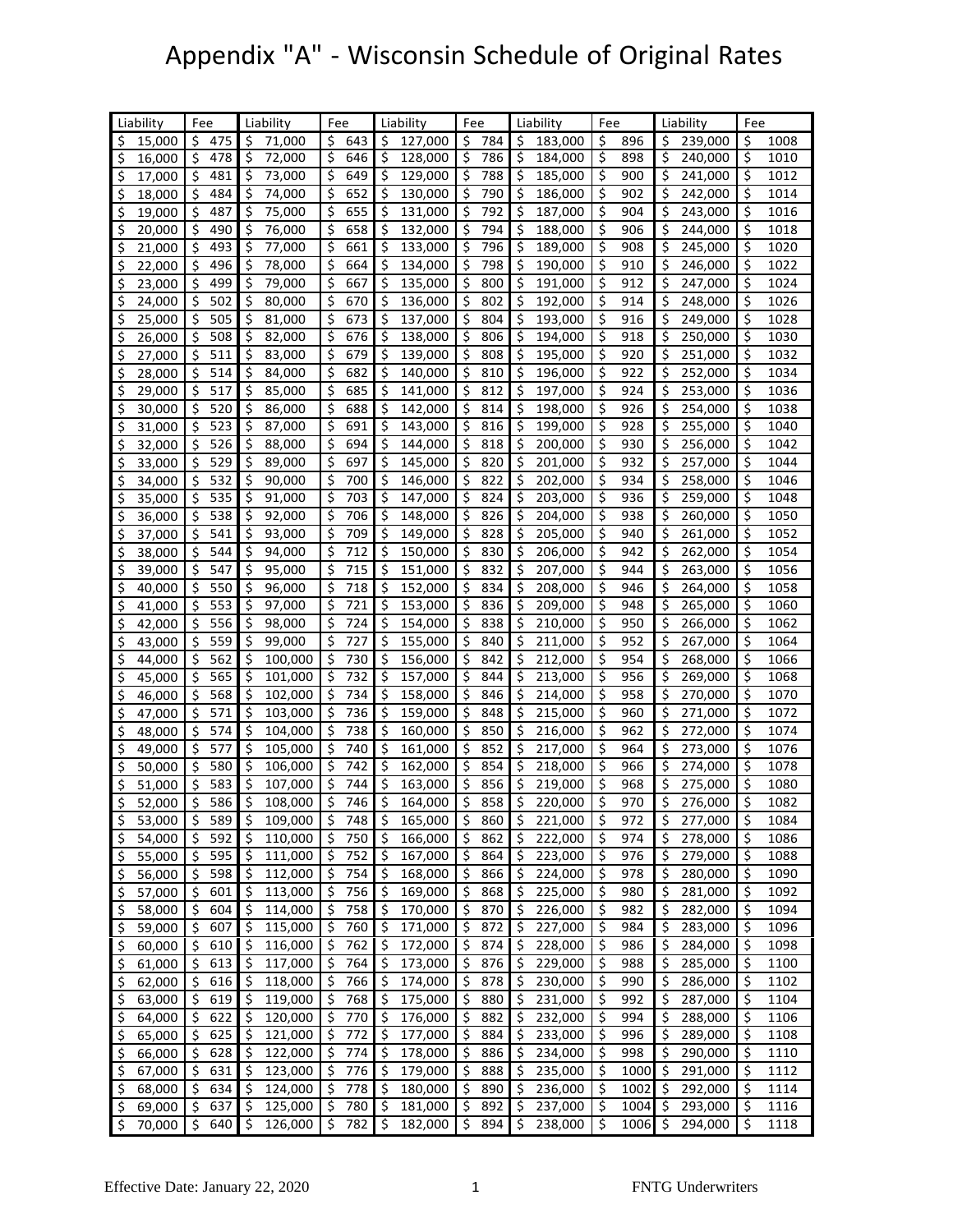# Appendix "A" - Wisconsin Schedule of Original Rates

| Liability | Fee | Liability | Fee | Liability | Fee | Liability | Fee | Liability | Fee |
|---|---|---|---|---|---|---|---|---|---|
| $ 15,000 | $ 475 | $ 71,000 | $ 643 | $ 127,000 | $ 784 | $ 183,000 | $ 896 | $ 239,000 | $ 1008 |
| $ 16,000 | $ 478 | $ 72,000 | $ 646 | $ 128,000 | $ 786 | $ 184,000 | $ 898 | $ 240,000 | $ 1010 |
| $ 17,000 | $ 481 | $ 73,000 | $ 649 | $ 129,000 | $ 788 | $ 185,000 | $ 900 | $ 241,000 | $ 1012 |
| $ 18,000 | $ 484 | $ 74,000 | $ 652 | $ 130,000 | $ 790 | $ 186,000 | $ 902 | $ 242,000 | $ 1014 |
| $ 19,000 | $ 487 | $ 75,000 | $ 655 | $ 131,000 | $ 792 | $ 187,000 | $ 904 | $ 243,000 | $ 1016 |
| $ 20,000 | $ 490 | $ 76,000 | $ 658 | $ 132,000 | $ 794 | $ 188,000 | $ 906 | $ 244,000 | $ 1018 |
| $ 21,000 | $ 493 | $ 77,000 | $ 661 | $ 133,000 | $ 796 | $ 189,000 | $ 908 | $ 245,000 | $ 1020 |
| $ 22,000 | $ 496 | $ 78,000 | $ 664 | $ 134,000 | $ 798 | $ 190,000 | $ 910 | $ 246,000 | $ 1022 |
| $ 23,000 | $ 499 | $ 79,000 | $ 667 | $ 135,000 | $ 800 | $ 191,000 | $ 912 | $ 247,000 | $ 1024 |
| $ 24,000 | $ 502 | $ 80,000 | $ 670 | $ 136,000 | $ 802 | $ 192,000 | $ 914 | $ 248,000 | $ 1026 |
| $ 25,000 | $ 505 | $ 81,000 | $ 673 | $ 137,000 | $ 804 | $ 193,000 | $ 916 | $ 249,000 | $ 1028 |
| $ 26,000 | $ 508 | $ 82,000 | $ 676 | $ 138,000 | $ 806 | $ 194,000 | $ 918 | $ 250,000 | $ 1030 |
| $ 27,000 | $ 511 | $ 83,000 | $ 679 | $ 139,000 | $ 808 | $ 195,000 | $ 920 | $ 251,000 | $ 1032 |
| $ 28,000 | $ 514 | $ 84,000 | $ 682 | $ 140,000 | $ 810 | $ 196,000 | $ 922 | $ 252,000 | $ 1034 |
| $ 29,000 | $ 517 | $ 85,000 | $ 685 | $ 141,000 | $ 812 | $ 197,000 | $ 924 | $ 253,000 | $ 1036 |
| $ 30,000 | $ 520 | $ 86,000 | $ 688 | $ 142,000 | $ 814 | $ 198,000 | $ 926 | $ 254,000 | $ 1038 |
| $ 31,000 | $ 523 | $ 87,000 | $ 691 | $ 143,000 | $ 816 | $ 199,000 | $ 928 | $ 255,000 | $ 1040 |
| $ 32,000 | $ 526 | $ 88,000 | $ 694 | $ 144,000 | $ 818 | $ 200,000 | $ 930 | $ 256,000 | $ 1042 |
| $ 33,000 | $ 529 | $ 89,000 | $ 697 | $ 145,000 | $ 820 | $ 201,000 | $ 932 | $ 257,000 | $ 1044 |
| $ 34,000 | $ 532 | $ 90,000 | $ 700 | $ 146,000 | $ 822 | $ 202,000 | $ 934 | $ 258,000 | $ 1046 |
| $ 35,000 | $ 535 | $ 91,000 | $ 703 | $ 147,000 | $ 824 | $ 203,000 | $ 936 | $ 259,000 | $ 1048 |
| $ 36,000 | $ 538 | $ 92,000 | $ 706 | $ 148,000 | $ 826 | $ 204,000 | $ 938 | $ 260,000 | $ 1050 |
| $ 37,000 | $ 541 | $ 93,000 | $ 709 | $ 149,000 | $ 828 | $ 205,000 | $ 940 | $ 261,000 | $ 1052 |
| $ 38,000 | $ 544 | $ 94,000 | $ 712 | $ 150,000 | $ 830 | $ 206,000 | $ 942 | $ 262,000 | $ 1054 |
| $ 39,000 | $ 547 | $ 95,000 | $ 715 | $ 151,000 | $ 832 | $ 207,000 | $ 944 | $ 263,000 | $ 1056 |
| $ 40,000 | $ 550 | $ 96,000 | $ 718 | $ 152,000 | $ 834 | $ 208,000 | $ 946 | $ 264,000 | $ 1058 |
| $ 41,000 | $ 553 | $ 97,000 | $ 721 | $ 153,000 | $ 836 | $ 209,000 | $ 948 | $ 265,000 | $ 1060 |
| $ 42,000 | $ 556 | $ 98,000 | $ 724 | $ 154,000 | $ 838 | $ 210,000 | $ 950 | $ 266,000 | $ 1062 |
| $ 43,000 | $ 559 | $ 99,000 | $ 727 | $ 155,000 | $ 840 | $ 211,000 | $ 952 | $ 267,000 | $ 1064 |
| $ 44,000 | $ 562 | $ 100,000 | $ 730 | $ 156,000 | $ 842 | $ 212,000 | $ 954 | $ 268,000 | $ 1066 |
| $ 45,000 | $ 565 | $ 101,000 | $ 732 | $ 157,000 | $ 844 | $ 213,000 | $ 956 | $ 269,000 | $ 1068 |
| $ 46,000 | $ 568 | $ 102,000 | $ 734 | $ 158,000 | $ 846 | $ 214,000 | $ 958 | $ 270,000 | $ 1070 |
| $ 47,000 | $ 571 | $ 103,000 | $ 736 | $ 159,000 | $ 848 | $ 215,000 | $ 960 | $ 271,000 | $ 1072 |
| $ 48,000 | $ 574 | $ 104,000 | $ 738 | $ 160,000 | $ 850 | $ 216,000 | $ 962 | $ 272,000 | $ 1074 |
| $ 49,000 | $ 577 | $ 105,000 | $ 740 | $ 161,000 | $ 852 | $ 217,000 | $ 964 | $ 273,000 | $ 1076 |
| $ 50,000 | $ 580 | $ 106,000 | $ 742 | $ 162,000 | $ 854 | $ 218,000 | $ 966 | $ 274,000 | $ 1078 |
| $ 51,000 | $ 583 | $ 107,000 | $ 744 | $ 163,000 | $ 856 | $ 219,000 | $ 968 | $ 275,000 | $ 1080 |
| $ 52,000 | $ 586 | $ 108,000 | $ 746 | $ 164,000 | $ 858 | $ 220,000 | $ 970 | $ 276,000 | $ 1082 |
| $ 53,000 | $ 589 | $ 109,000 | $ 748 | $ 165,000 | $ 860 | $ 221,000 | $ 972 | $ 277,000 | $ 1084 |
| $ 54,000 | $ 592 | $ 110,000 | $ 750 | $ 166,000 | $ 862 | $ 222,000 | $ 974 | $ 278,000 | $ 1086 |
| $ 55,000 | $ 595 | $ 111,000 | $ 752 | $ 167,000 | $ 864 | $ 223,000 | $ 976 | $ 279,000 | $ 1088 |
| $ 56,000 | $ 598 | $ 112,000 | $ 754 | $ 168,000 | $ 866 | $ 224,000 | $ 978 | $ 280,000 | $ 1090 |
| $ 57,000 | $ 601 | $ 113,000 | $ 756 | $ 169,000 | $ 868 | $ 225,000 | $ 980 | $ 281,000 | $ 1092 |
| $ 58,000 | $ 604 | $ 114,000 | $ 758 | $ 170,000 | $ 870 | $ 226,000 | $ 982 | $ 282,000 | $ 1094 |
| $ 59,000 | $ 607 | $ 115,000 | $ 760 | $ 171,000 | $ 872 | $ 227,000 | $ 984 | $ 283,000 | $ 1096 |
| $ 60,000 | $ 610 | $ 116,000 | $ 762 | $ 172,000 | $ 874 | $ 228,000 | $ 986 | $ 284,000 | $ 1098 |
| $ 61,000 | $ 613 | $ 117,000 | $ 764 | $ 173,000 | $ 876 | $ 229,000 | $ 988 | $ 285,000 | $ 1100 |
| $ 62,000 | $ 616 | $ 118,000 | $ 766 | $ 174,000 | $ 878 | $ 230,000 | $ 990 | $ 286,000 | $ 1102 |
| $ 63,000 | $ 619 | $ 119,000 | $ 768 | $ 175,000 | $ 880 | $ 231,000 | $ 992 | $ 287,000 | $ 1104 |
| $ 64,000 | $ 622 | $ 120,000 | $ 770 | $ 176,000 | $ 882 | $ 232,000 | $ 994 | $ 288,000 | $ 1106 |
| $ 65,000 | $ 625 | $ 121,000 | $ 772 | $ 177,000 | $ 884 | $ 233,000 | $ 996 | $ 289,000 | $ 1108 |
| $ 66,000 | $ 628 | $ 122,000 | $ 774 | $ 178,000 | $ 886 | $ 234,000 | $ 998 | $ 290,000 | $ 1110 |
| $ 67,000 | $ 631 | $ 123,000 | $ 776 | $ 179,000 | $ 888 | $ 235,000 | $ 1000 | $ 291,000 | $ 1112 |
| $ 68,000 | $ 634 | $ 124,000 | $ 778 | $ 180,000 | $ 890 | $ 236,000 | $ 1002 | $ 292,000 | $ 1114 |
| $ 69,000 | $ 637 | $ 125,000 | $ 780 | $ 181,000 | $ 892 | $ 237,000 | $ 1004 | $ 293,000 | $ 1116 |
| $ 70,000 | $ 640 | $ 126,000 | $ 782 | $ 182,000 | $ 894 | $ 238,000 | $ 1006 | $ 294,000 | $ 1118 |

Effective Date: January 22, 2020 FNTG Underwriters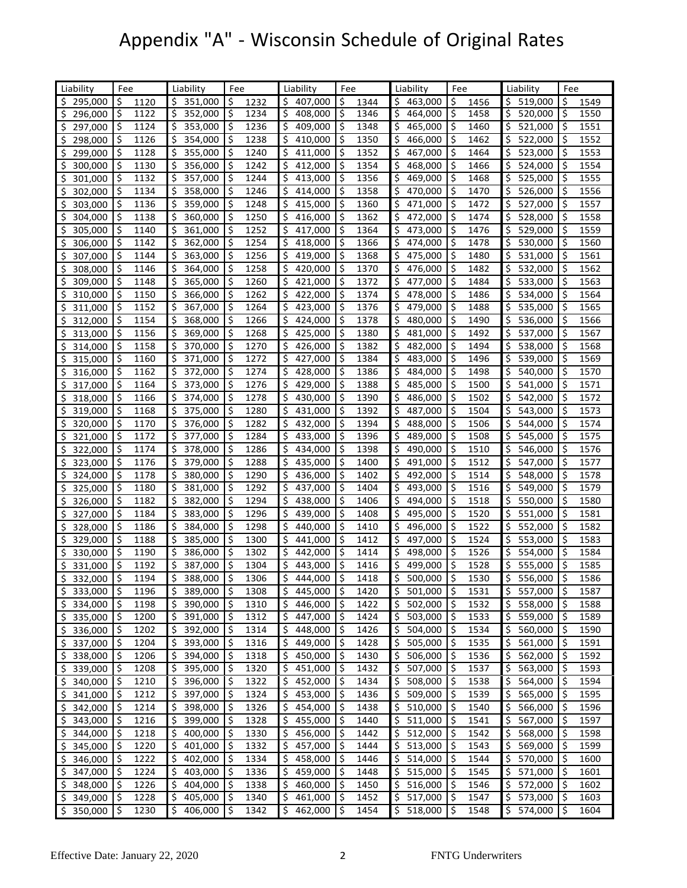# Appendix "A" - Wisconsin Schedule of Original Rates

| Liability | Fee | Liability | Fee | Liability | Fee | Liability | Fee | Liability | Fee |
|---|---|---|---|---|---|---|---|---|---|
| $ 295,000 | $ 1120 | $ 351,000 | $ 1232 | $ 407,000 | $ 1344 | $ 463,000 | $ 1456 | $ 519,000 | $ 1549 |
| $ 296,000 | $ 1122 | $ 352,000 | $ 1234 | $ 408,000 | $ 1346 | $ 464,000 | $ 1458 | $ 520,000 | $ 1550 |
| $ 297,000 | $ 1124 | $ 353,000 | $ 1236 | $ 409,000 | $ 1348 | $ 465,000 | $ 1460 | $ 521,000 | $ 1551 |
| $ 298,000 | $ 1126 | $ 354,000 | $ 1238 | $ 410,000 | $ 1350 | $ 466,000 | $ 1462 | $ 522,000 | $ 1552 |
| $ 299,000 | $ 1128 | $ 355,000 | $ 1240 | $ 411,000 | $ 1352 | $ 467,000 | $ 1464 | $ 523,000 | $ 1553 |
| $ 300,000 | $ 1130 | $ 356,000 | $ 1242 | $ 412,000 | $ 1354 | $ 468,000 | $ 1466 | $ 524,000 | $ 1554 |
| $ 301,000 | $ 1132 | $ 357,000 | $ 1244 | $ 413,000 | $ 1356 | $ 469,000 | $ 1468 | $ 525,000 | $ 1555 |
| $ 302,000 | $ 1134 | $ 358,000 | $ 1246 | $ 414,000 | $ 1358 | $ 470,000 | $ 1470 | $ 526,000 | $ 1556 |
| $ 303,000 | $ 1136 | $ 359,000 | $ 1248 | $ 415,000 | $ 1360 | $ 471,000 | $ 1472 | $ 527,000 | $ 1557 |
| $ 304,000 | $ 1138 | $ 360,000 | $ 1250 | $ 416,000 | $ 1362 | $ 472,000 | $ 1474 | $ 528,000 | $ 1558 |
| $ 305,000 | $ 1140 | $ 361,000 | $ 1252 | $ 417,000 | $ 1364 | $ 473,000 | $ 1476 | $ 529,000 | $ 1559 |
| $ 306,000 | $ 1142 | $ 362,000 | $ 1254 | $ 418,000 | $ 1366 | $ 474,000 | $ 1478 | $ 530,000 | $ 1560 |
| $ 307,000 | $ 1144 | $ 363,000 | $ 1256 | $ 419,000 | $ 1368 | $ 475,000 | $ 1480 | $ 531,000 | $ 1561 |
| $ 308,000 | $ 1146 | $ 364,000 | $ 1258 | $ 420,000 | $ 1370 | $ 476,000 | $ 1482 | $ 532,000 | $ 1562 |
| $ 309,000 | $ 1148 | $ 365,000 | $ 1260 | $ 421,000 | $ 1372 | $ 477,000 | $ 1484 | $ 533,000 | $ 1563 |
| $ 310,000 | $ 1150 | $ 366,000 | $ 1262 | $ 422,000 | $ 1374 | $ 478,000 | $ 1486 | $ 534,000 | $ 1564 |
| $ 311,000 | $ 1152 | $ 367,000 | $ 1264 | $ 423,000 | $ 1376 | $ 479,000 | $ 1488 | $ 535,000 | $ 1565 |
| $ 312,000 | $ 1154 | $ 368,000 | $ 1266 | $ 424,000 | $ 1378 | $ 480,000 | $ 1490 | $ 536,000 | $ 1566 |
| $ 313,000 | $ 1156 | $ 369,000 | $ 1268 | $ 425,000 | $ 1380 | $ 481,000 | $ 1492 | $ 537,000 | $ 1567 |
| $ 314,000 | $ 1158 | $ 370,000 | $ 1270 | $ 426,000 | $ 1382 | $ 482,000 | $ 1494 | $ 538,000 | $ 1568 |
| $ 315,000 | $ 1160 | $ 371,000 | $ 1272 | $ 427,000 | $ 1384 | $ 483,000 | $ 1496 | $ 539,000 | $ 1569 |
| $ 316,000 | $ 1162 | $ 372,000 | $ 1274 | $ 428,000 | $ 1386 | $ 484,000 | $ 1498 | $ 540,000 | $ 1570 |
| $ 317,000 | $ 1164 | $ 373,000 | $ 1276 | $ 429,000 | $ 1388 | $ 485,000 | $ 1500 | $ 541,000 | $ 1571 |
| $ 318,000 | $ 1166 | $ 374,000 | $ 1278 | $ 430,000 | $ 1390 | $ 486,000 | $ 1502 | $ 542,000 | $ 1572 |
| $ 319,000 | $ 1168 | $ 375,000 | $ 1280 | $ 431,000 | $ 1392 | $ 487,000 | $ 1504 | $ 543,000 | $ 1573 |
| $ 320,000 | $ 1170 | $ 376,000 | $ 1282 | $ 432,000 | $ 1394 | $ 488,000 | $ 1506 | $ 544,000 | $ 1574 |
| $ 321,000 | $ 1172 | $ 377,000 | $ 1284 | $ 433,000 | $ 1396 | $ 489,000 | $ 1508 | $ 545,000 | $ 1575 |
| $ 322,000 | $ 1174 | $ 378,000 | $ 1286 | $ 434,000 | $ 1398 | $ 490,000 | $ 1510 | $ 546,000 | $ 1576 |
| $ 323,000 | $ 1176 | $ 379,000 | $ 1288 | $ 435,000 | $ 1400 | $ 491,000 | $ 1512 | $ 547,000 | $ 1577 |
| $ 324,000 | $ 1178 | $ 380,000 | $ 1290 | $ 436,000 | $ 1402 | $ 492,000 | $ 1514 | $ 548,000 | $ 1578 |
| $ 325,000 | $ 1180 | $ 381,000 | $ 1292 | $ 437,000 | $ 1404 | $ 493,000 | $ 1516 | $ 549,000 | $ 1579 |
| $ 326,000 | $ 1182 | $ 382,000 | $ 1294 | $ 438,000 | $ 1406 | $ 494,000 | $ 1518 | $ 550,000 | $ 1580 |
| $ 327,000 | $ 1184 | $ 383,000 | $ 1296 | $ 439,000 | $ 1408 | $ 495,000 | $ 1520 | $ 551,000 | $ 1581 |
| $ 328,000 | $ 1186 | $ 384,000 | $ 1298 | $ 440,000 | $ 1410 | $ 496,000 | $ 1522 | $ 552,000 | $ 1582 |
| $ 329,000 | $ 1188 | $ 385,000 | $ 1300 | $ 441,000 | $ 1412 | $ 497,000 | $ 1524 | $ 553,000 | $ 1583 |
| $ 330,000 | $ 1190 | $ 386,000 | $ 1302 | $ 442,000 | $ 1414 | $ 498,000 | $ 1526 | $ 554,000 | $ 1584 |
| $ 331,000 | $ 1192 | $ 387,000 | $ 1304 | $ 443,000 | $ 1416 | $ 499,000 | $ 1528 | $ 555,000 | $ 1585 |
| $ 332,000 | $ 1194 | $ 388,000 | $ 1306 | $ 444,000 | $ 1418 | $ 500,000 | $ 1530 | $ 556,000 | $ 1586 |
| $ 333,000 | $ 1196 | $ 389,000 | $ 1308 | $ 445,000 | $ 1420 | $ 501,000 | $ 1531 | $ 557,000 | $ 1587 |
| $ 334,000 | $ 1198 | $ 390,000 | $ 1310 | $ 446,000 | $ 1422 | $ 502,000 | $ 1532 | $ 558,000 | $ 1588 |
| $ 335,000 | $ 1200 | $ 391,000 | $ 1312 | $ 447,000 | $ 1424 | $ 503,000 | $ 1533 | $ 559,000 | $ 1589 |
| $ 336,000 | $ 1202 | $ 392,000 | $ 1314 | $ 448,000 | $ 1426 | $ 504,000 | $ 1534 | $ 560,000 | $ 1590 |
| $ 337,000 | $ 1204 | $ 393,000 | $ 1316 | $ 449,000 | $ 1428 | $ 505,000 | $ 1535 | $ 561,000 | $ 1591 |
| $ 338,000 | $ 1206 | $ 394,000 | $ 1318 | $ 450,000 | $ 1430 | $ 506,000 | $ 1536 | $ 562,000 | $ 1592 |
| $ 339,000 | $ 1208 | $ 395,000 | $ 1320 | $ 451,000 | $ 1432 | $ 507,000 | $ 1537 | $ 563,000 | $ 1593 |
| $ 340,000 | $ 1210 | $ 396,000 | $ 1322 | $ 452,000 | $ 1434 | $ 508,000 | $ 1538 | $ 564,000 | $ 1594 |
| $ 341,000 | $ 1212 | $ 397,000 | $ 1324 | $ 453,000 | $ 1436 | $ 509,000 | $ 1539 | $ 565,000 | $ 1595 |
| $ 342,000 | $ 1214 | $ 398,000 | $ 1326 | $ 454,000 | $ 1438 | $ 510,000 | $ 1540 | $ 566,000 | $ 1596 |
| $ 343,000 | $ 1216 | $ 399,000 | $ 1328 | $ 455,000 | $ 1440 | $ 511,000 | $ 1541 | $ 567,000 | $ 1597 |
| $ 344,000 | $ 1218 | $ 400,000 | $ 1330 | $ 456,000 | $ 1442 | $ 512,000 | $ 1542 | $ 568,000 | $ 1598 |
| $ 345,000 | $ 1220 | $ 401,000 | $ 1332 | $ 457,000 | $ 1444 | $ 513,000 | $ 1543 | $ 569,000 | $ 1599 |
| $ 346,000 | $ 1222 | $ 402,000 | $ 1334 | $ 458,000 | $ 1446 | $ 514,000 | $ 1544 | $ 570,000 | $ 1600 |
| $ 347,000 | $ 1224 | $ 403,000 | $ 1336 | $ 459,000 | $ 1448 | $ 515,000 | $ 1545 | $ 571,000 | $ 1601 |
| $ 348,000 | $ 1226 | $ 404,000 | $ 1338 | $ 460,000 | $ 1450 | $ 516,000 | $ 1546 | $ 572,000 | $ 1602 |
| $ 349,000 | $ 1228 | $ 405,000 | $ 1340 | $ 461,000 | $ 1452 | $ 517,000 | $ 1547 | $ 573,000 | $ 1603 |
| $ 350,000 | $ 1230 | $ 406,000 | $ 1342 | $ 462,000 | $ 1454 | $ 518,000 | $ 1548 | $ 574,000 | $ 1604 |

Effective Date: January 22, 2020 FNTG Underwriters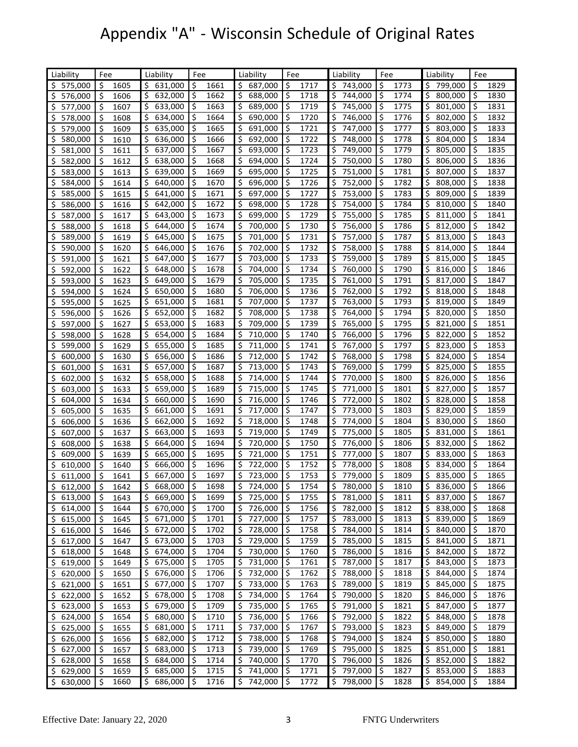# Appendix "A" - Wisconsin Schedule of Original Rates

| Liability | Fee | Liability | Fee | Liability | Fee | Liability | Fee | Liability | Fee |
|---|---|---|---|---|---|---|---|---|---|
| $ 575,000 | $ 1605 | $ 631,000 | $ 1661 | $ 687,000 | $ 1717 | $ 743,000 | $ 1773 | $ 799,000 | $ 1829 |
| $ 576,000 | $ 1606 | $ 632,000 | $ 1662 | $ 688,000 | $ 1718 | $ 744,000 | $ 1774 | $ 800,000 | $ 1830 |
| $ 577,000 | $ 1607 | $ 633,000 | $ 1663 | $ 689,000 | $ 1719 | $ 745,000 | $ 1775 | $ 801,000 | $ 1831 |
| $ 578,000 | $ 1608 | $ 634,000 | $ 1664 | $ 690,000 | $ 1720 | $ 746,000 | $ 1776 | $ 802,000 | $ 1832 |
| $ 579,000 | $ 1609 | $ 635,000 | $ 1665 | $ 691,000 | $ 1721 | $ 747,000 | $ 1777 | $ 803,000 | $ 1833 |
| $ 580,000 | $ 1610 | $ 636,000 | $ 1666 | $ 692,000 | $ 1722 | $ 748,000 | $ 1778 | $ 804,000 | $ 1834 |
| $ 581,000 | $ 1611 | $ 637,000 | $ 1667 | $ 693,000 | $ 1723 | $ 749,000 | $ 1779 | $ 805,000 | $ 1835 |
| $ 582,000 | $ 1612 | $ 638,000 | $ 1668 | $ 694,000 | $ 1724 | $ 750,000 | $ 1780 | $ 806,000 | $ 1836 |
| $ 583,000 | $ 1613 | $ 639,000 | $ 1669 | $ 695,000 | $ 1725 | $ 751,000 | $ 1781 | $ 807,000 | $ 1837 |
| $ 584,000 | $ 1614 | $ 640,000 | $ 1670 | $ 696,000 | $ 1726 | $ 752,000 | $ 1782 | $ 808,000 | $ 1838 |
| $ 585,000 | $ 1615 | $ 641,000 | $ 1671 | $ 697,000 | $ 1727 | $ 753,000 | $ 1783 | $ 809,000 | $ 1839 |
| $ 586,000 | $ 1616 | $ 642,000 | $ 1672 | $ 698,000 | $ 1728 | $ 754,000 | $ 1784 | $ 810,000 | $ 1840 |
| $ 587,000 | $ 1617 | $ 643,000 | $ 1673 | $ 699,000 | $ 1729 | $ 755,000 | $ 1785 | $ 811,000 | $ 1841 |
| $ 588,000 | $ 1618 | $ 644,000 | $ 1674 | $ 700,000 | $ 1730 | $ 756,000 | $ 1786 | $ 812,000 | $ 1842 |
| $ 589,000 | $ 1619 | $ 645,000 | $ 1675 | $ 701,000 | $ 1731 | $ 757,000 | $ 1787 | $ 813,000 | $ 1843 |
| $ 590,000 | $ 1620 | $ 646,000 | $ 1676 | $ 702,000 | $ 1732 | $ 758,000 | $ 1788 | $ 814,000 | $ 1844 |
| $ 591,000 | $ 1621 | $ 647,000 | $ 1677 | $ 703,000 | $ 1733 | $ 759,000 | $ 1789 | $ 815,000 | $ 1845 |
| $ 592,000 | $ 1622 | $ 648,000 | $ 1678 | $ 704,000 | $ 1734 | $ 760,000 | $ 1790 | $ 816,000 | $ 1846 |
| $ 593,000 | $ 1623 | $ 649,000 | $ 1679 | $ 705,000 | $ 1735 | $ 761,000 | $ 1791 | $ 817,000 | $ 1847 |
| $ 594,000 | $ 1624 | $ 650,000 | $ 1680 | $ 706,000 | $ 1736 | $ 762,000 | $ 1792 | $ 818,000 | $ 1848 |
| $ 595,000 | $ 1625 | $ 651,000 | $ 1681 | $ 707,000 | $ 1737 | $ 763,000 | $ 1793 | $ 819,000 | $ 1849 |
| $ 596,000 | $ 1626 | $ 652,000 | $ 1682 | $ 708,000 | $ 1738 | $ 764,000 | $ 1794 | $ 820,000 | $ 1850 |
| $ 597,000 | $ 1627 | $ 653,000 | $ 1683 | $ 709,000 | $ 1739 | $ 765,000 | $ 1795 | $ 821,000 | $ 1851 |
| $ 598,000 | $ 1628 | $ 654,000 | $ 1684 | $ 710,000 | $ 1740 | $ 766,000 | $ 1796 | $ 822,000 | $ 1852 |
| $ 599,000 | $ 1629 | $ 655,000 | $ 1685 | $ 711,000 | $ 1741 | $ 767,000 | $ 1797 | $ 823,000 | $ 1853 |
| $ 600,000 | $ 1630 | $ 656,000 | $ 1686 | $ 712,000 | $ 1742 | $ 768,000 | $ 1798 | $ 824,000 | $ 1854 |
| $ 601,000 | $ 1631 | $ 657,000 | $ 1687 | $ 713,000 | $ 1743 | $ 769,000 | $ 1799 | $ 825,000 | $ 1855 |
| $ 602,000 | $ 1632 | $ 658,000 | $ 1688 | $ 714,000 | $ 1744 | $ 770,000 | $ 1800 | $ 826,000 | $ 1856 |
| $ 603,000 | $ 1633 | $ 659,000 | $ 1689 | $ 715,000 | $ 1745 | $ 771,000 | $ 1801 | $ 827,000 | $ 1857 |
| $ 604,000 | $ 1634 | $ 660,000 | $ 1690 | $ 716,000 | $ 1746 | $ 772,000 | $ 1802 | $ 828,000 | $ 1858 |
| $ 605,000 | $ 1635 | $ 661,000 | $ 1691 | $ 717,000 | $ 1747 | $ 773,000 | $ 1803 | $ 829,000 | $ 1859 |
| $ 606,000 | $ 1636 | $ 662,000 | $ 1692 | $ 718,000 | $ 1748 | $ 774,000 | $ 1804 | $ 830,000 | $ 1860 |
| $ 607,000 | $ 1637 | $ 663,000 | $ 1693 | $ 719,000 | $ 1749 | $ 775,000 | $ 1805 | $ 831,000 | $ 1861 |
| $ 608,000 | $ 1638 | $ 664,000 | $ 1694 | $ 720,000 | $ 1750 | $ 776,000 | $ 1806 | $ 832,000 | $ 1862 |
| $ 609,000 | $ 1639 | $ 665,000 | $ 1695 | $ 721,000 | $ 1751 | $ 777,000 | $ 1807 | $ 833,000 | $ 1863 |
| $ 610,000 | $ 1640 | $ 666,000 | $ 1696 | $ 722,000 | $ 1752 | $ 778,000 | $ 1808 | $ 834,000 | $ 1864 |
| $ 611,000 | $ 1641 | $ 667,000 | $ 1697 | $ 723,000 | $ 1753 | $ 779,000 | $ 1809 | $ 835,000 | $ 1865 |
| $ 612,000 | $ 1642 | $ 668,000 | $ 1698 | $ 724,000 | $ 1754 | $ 780,000 | $ 1810 | $ 836,000 | $ 1866 |
| $ 613,000 | $ 1643 | $ 669,000 | $ 1699 | $ 725,000 | $ 1755 | $ 781,000 | $ 1811 | $ 837,000 | $ 1867 |
| $ 614,000 | $ 1644 | $ 670,000 | $ 1700 | $ 726,000 | $ 1756 | $ 782,000 | $ 1812 | $ 838,000 | $ 1868 |
| $ 615,000 | $ 1645 | $ 671,000 | $ 1701 | $ 727,000 | $ 1757 | $ 783,000 | $ 1813 | $ 839,000 | $ 1869 |
| $ 616,000 | $ 1646 | $ 672,000 | $ 1702 | $ 728,000 | $ 1758 | $ 784,000 | $ 1814 | $ 840,000 | $ 1870 |
| $ 617,000 | $ 1647 | $ 673,000 | $ 1703 | $ 729,000 | $ 1759 | $ 785,000 | $ 1815 | $ 841,000 | $ 1871 |
| $ 618,000 | $ 1648 | $ 674,000 | $ 1704 | $ 730,000 | $ 1760 | $ 786,000 | $ 1816 | $ 842,000 | $ 1872 |
| $ 619,000 | $ 1649 | $ 675,000 | $ 1705 | $ 731,000 | $ 1761 | $ 787,000 | $ 1817 | $ 843,000 | $ 1873 |
| $ 620,000 | $ 1650 | $ 676,000 | $ 1706 | $ 732,000 | $ 1762 | $ 788,000 | $ 1818 | $ 844,000 | $ 1874 |
| $ 621,000 | $ 1651 | $ 677,000 | $ 1707 | $ 733,000 | $ 1763 | $ 789,000 | $ 1819 | $ 845,000 | $ 1875 |
| $ 622,000 | $ 1652 | $ 678,000 | $ 1708 | $ 734,000 | $ 1764 | $ 790,000 | $ 1820 | $ 846,000 | $ 1876 |
| $ 623,000 | $ 1653 | $ 679,000 | $ 1709 | $ 735,000 | $ 1765 | $ 791,000 | $ 1821 | $ 847,000 | $ 1877 |
| $ 624,000 | $ 1654 | $ 680,000 | $ 1710 | $ 736,000 | $ 1766 | $ 792,000 | $ 1822 | $ 848,000 | $ 1878 |
| $ 625,000 | $ 1655 | $ 681,000 | $ 1711 | $ 737,000 | $ 1767 | $ 793,000 | $ 1823 | $ 849,000 | $ 1879 |
| $ 626,000 | $ 1656 | $ 682,000 | $ 1712 | $ 738,000 | $ 1768 | $ 794,000 | $ 1824 | $ 850,000 | $ 1880 |
| $ 627,000 | $ 1657 | $ 683,000 | $ 1713 | $ 739,000 | $ 1769 | $ 795,000 | $ 1825 | $ 851,000 | $ 1881 |
| $ 628,000 | $ 1658 | $ 684,000 | $ 1714 | $ 740,000 | $ 1770 | $ 796,000 | $ 1826 | $ 852,000 | $ 1882 |
| $ 629,000 | $ 1659 | $ 685,000 | $ 1715 | $ 741,000 | $ 1771 | $ 797,000 | $ 1827 | $ 853,000 | $ 1883 |
| $ 630,000 | $ 1660 | $ 686,000 | $ 1716 | $ 742,000 | $ 1772 | $ 798,000 | $ 1828 | $ 854,000 | $ 1884 |

Effective Date: January 22, 2020 FNTG Underwriters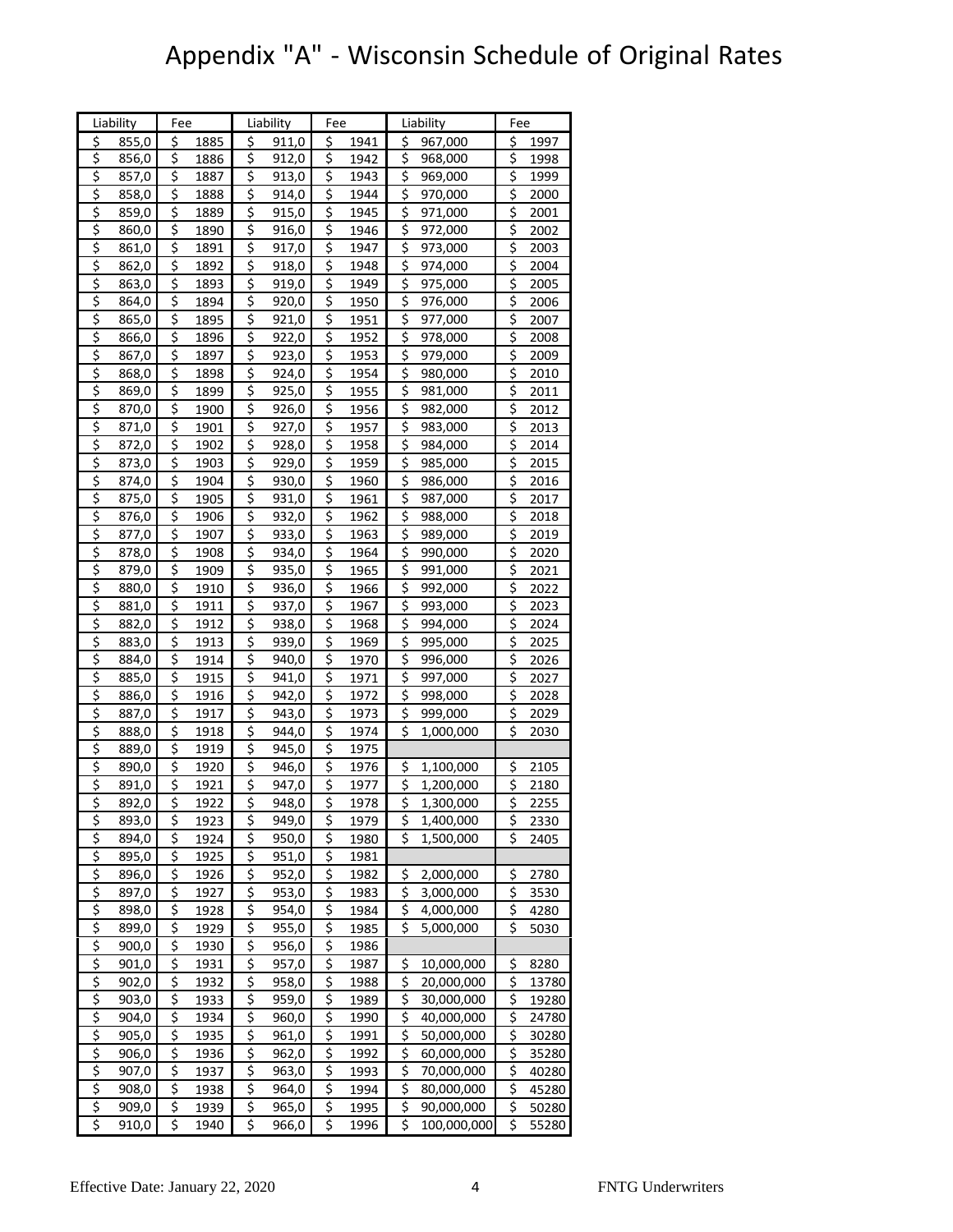# Appendix "A" - Wisconsin Schedule of Original Rates

| Liability | Fee | Liability | Fee | Liability | Fee |
|---|---|---|---|---|---|
| $ 855,0 | $ 1885 | $ 911,0 | $ 1941 | $ 967,000 | $ 1997 |
| $ 856,0 | $ 1886 | $ 912,0 | $ 1942 | $ 968,000 | $ 1998 |
| $ 857,0 | $ 1887 | $ 913,0 | $ 1943 | $ 969,000 | $ 1999 |
| $ 858,0 | $ 1888 | $ 914,0 | $ 1944 | $ 970,000 | $ 2000 |
| $ 859,0 | $ 1889 | $ 915,0 | $ 1945 | $ 971,000 | $ 2001 |
| $ 860,0 | $ 1890 | $ 916,0 | $ 1946 | $ 972,000 | $ 2002 |
| $ 861,0 | $ 1891 | $ 917,0 | $ 1947 | $ 973,000 | $ 2003 |
| $ 862,0 | $ 1892 | $ 918,0 | $ 1948 | $ 974,000 | $ 2004 |
| $ 863,0 | $ 1893 | $ 919,0 | $ 1949 | $ 975,000 | $ 2005 |
| $ 864,0 | $ 1894 | $ 920,0 | $ 1950 | $ 976,000 | $ 2006 |
| $ 865,0 | $ 1895 | $ 921,0 | $ 1951 | $ 977,000 | $ 2007 |
| $ 866,0 | $ 1896 | $ 922,0 | $ 1952 | $ 978,000 | $ 2008 |
| $ 867,0 | $ 1897 | $ 923,0 | $ 1953 | $ 979,000 | $ 2009 |
| $ 868,0 | $ 1898 | $ 924,0 | $ 1954 | $ 980,000 | $ 2010 |
| $ 869,0 | $ 1899 | $ 925,0 | $ 1955 | $ 981,000 | $ 2011 |
| $ 870,0 | $ 1900 | $ 926,0 | $ 1956 | $ 982,000 | $ 2012 |
| $ 871,0 | $ 1901 | $ 927,0 | $ 1957 | $ 983,000 | $ 2013 |
| $ 872,0 | $ 1902 | $ 928,0 | $ 1958 | $ 984,000 | $ 2014 |
| $ 873,0 | $ 1903 | $ 929,0 | $ 1959 | $ 985,000 | $ 2015 |
| $ 874,0 | $ 1904 | $ 930,0 | $ 1960 | $ 986,000 | $ 2016 |
| $ 875,0 | $ 1905 | $ 931,0 | $ 1961 | $ 987,000 | $ 2017 |
| $ 876,0 | $ 1906 | $ 932,0 | $ 1962 | $ 988,000 | $ 2018 |
| $ 877,0 | $ 1907 | $ 933,0 | $ 1963 | $ 989,000 | $ 2019 |
| $ 878,0 | $ 1908 | $ 934,0 | $ 1964 | $ 990,000 | $ 2020 |
| $ 879,0 | $ 1909 | $ 935,0 | $ 1965 | $ 991,000 | $ 2021 |
| $ 880,0 | $ 1910 | $ 936,0 | $ 1966 | $ 992,000 | $ 2022 |
| $ 881,0 | $ 1911 | $ 937,0 | $ 1967 | $ 993,000 | $ 2023 |
| $ 882,0 | $ 1912 | $ 938,0 | $ 1968 | $ 994,000 | $ 2024 |
| $ 883,0 | $ 1913 | $ 939,0 | $ 1969 | $ 995,000 | $ 2025 |
| $ 884,0 | $ 1914 | $ 940,0 | $ 1970 | $ 996,000 | $ 2026 |
| $ 885,0 | $ 1915 | $ 941,0 | $ 1971 | $ 997,000 | $ 2027 |
| $ 886,0 | $ 1916 | $ 942,0 | $ 1972 | $ 998,000 | $ 2028 |
| $ 887,0 | $ 1917 | $ 943,0 | $ 1973 | $ 999,000 | $ 2029 |
| $ 888,0 | $ 1918 | $ 944,0 | $ 1974 | $ 1,000,000 | $ 2030 |
| $ 889,0 | $ 1919 | $ 945,0 | $ 1975 | | |
| $ 890,0 | $ 1920 | $ 946,0 | $ 1976 | $ 1,100,000 | $ 2105 |
| $ 891,0 | $ 1921 | $ 947,0 | $ 1977 | $ 1,200,000 | $ 2180 |
| $ 892,0 | $ 1922 | $ 948,0 | $ 1978 | $ 1,300,000 | $ 2255 |
| $ 893,0 | $ 1923 | $ 949,0 | $ 1979 | $ 1,400,000 | $ 2330 |
| $ 894,0 | $ 1924 | $ 950,0 | $ 1980 | $ 1,500,000 | $ 2405 |
| $ 895,0 | $ 1925 | $ 951,0 | $ 1981 | | |
| $ 896,0 | $ 1926 | $ 952,0 | $ 1982 | $ 2,000,000 | $ 2780 |
| $ 897,0 | $ 1927 | $ 953,0 | $ 1983 | $ 3,000,000 | $ 3530 |
| $ 898,0 | $ 1928 | $ 954,0 | $ 1984 | $ 4,000,000 | $ 4280 |
| $ 899,0 | $ 1929 | $ 955,0 | $ 1985 | $ 5,000,000 | $ 5030 |
| $ 900,0 | $ 1930 | $ 956,0 | $ 1986 | | |
| $ 901,0 | $ 1931 | $ 957,0 | $ 1987 | $ 10,000,000 | $ 8280 |
| $ 902,0 | $ 1932 | $ 958,0 | $ 1988 | $ 20,000,000 | $ 13780 |
| $ 903,0 | $ 1933 | $ 959,0 | $ 1989 | $ 30,000,000 | $ 19280 |
| $ 904,0 | $ 1934 | $ 960,0 | $ 1990 | $ 40,000,000 | $ 24780 |
| $ 905,0 | $ 1935 | $ 961,0 | $ 1991 | $ 50,000,000 | $ 30280 |
| $ 906,0 | $ 1936 | $ 962,0 | $ 1992 | $ 60,000,000 | $ 35280 |
| $ 907,0 | $ 1937 | $ 963,0 | $ 1993 | $ 70,000,000 | $ 40280 |
| $ 908,0 | $ 1938 | $ 964,0 | $ 1994 | $ 80,000,000 | $ 45280 |
| $ 909,0 | $ 1939 | $ 965,0 | $ 1995 | $ 90,000,000 | $ 50280 |
| $ 910,0 | $ 1940 | $ 966,0 | $ 1996 | $ 100,000,000 | $ 55280 |

Effective Date: January 22, 2020 FNTG Underwriters